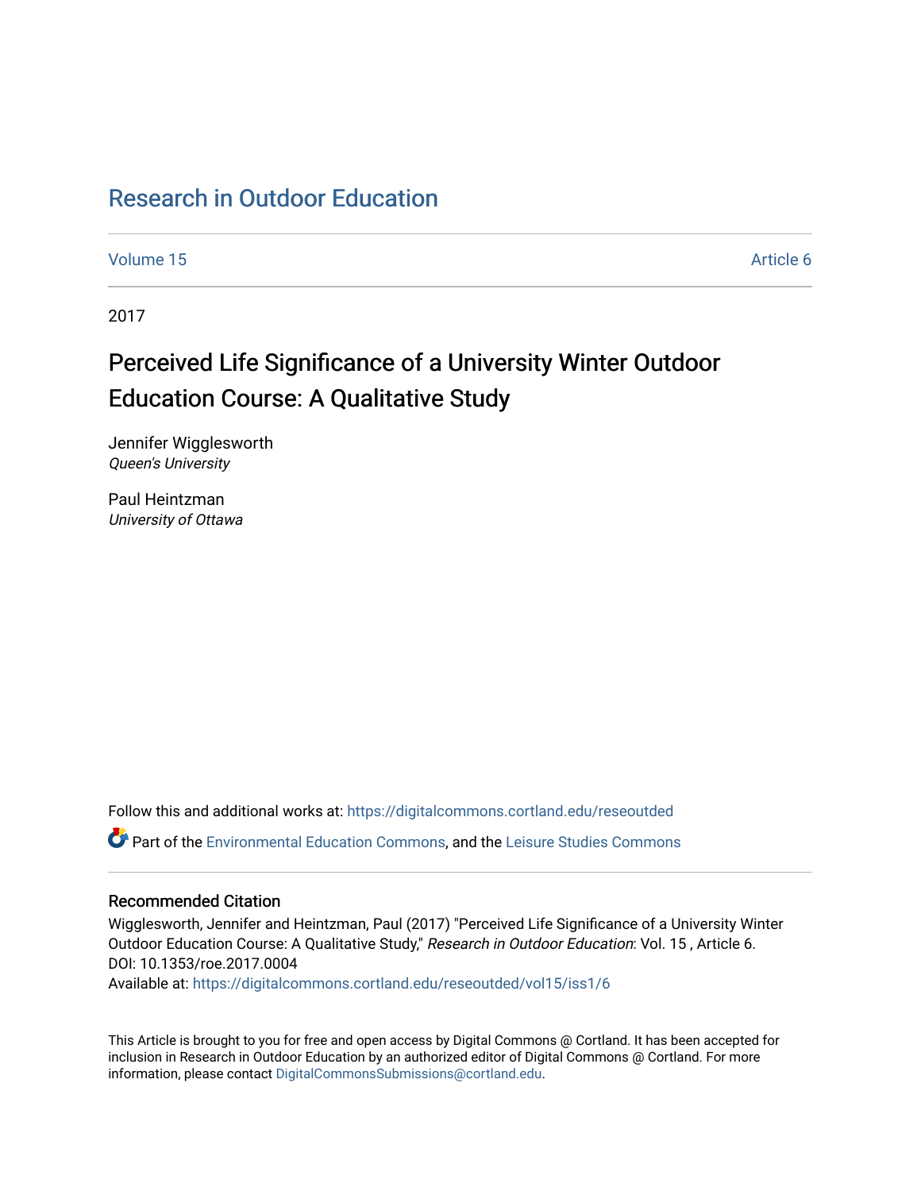# Research in Outdoor Education

Volume 15 Article 6

2017

## Perceived Life Significance of a University Winter Outdoor Education Course: A Qualitative Study

Jennifer Wigglesworth
*Queen's University*

Paul Heintzman
*University of Ottawa*

Follow this and additional works at: https://digitalcommons.cortland.edu/reseoutded

Part of the Environmental Education Commons, and the Leisure Studies Commons

### Recommended Citation

Wigglesworth, Jennifer and Heintzman, Paul (2017) "Perceived Life Significance of a University Winter Outdoor Education Course: A Qualitative Study," *Research in Outdoor Education*: Vol. 15 , Article 6. DOI: 10.1353/roe.2017.0004
Available at: https://digitalcommons.cortland.edu/reseoutded/vol15/iss1/6

This Article is brought to you for free and open access by Digital Commons @ Cortland. It has been accepted for inclusion in Research in Outdoor Education by an authorized editor of Digital Commons @ Cortland. For more information, please contact DigitalCommonsSubmissions@cortland.edu.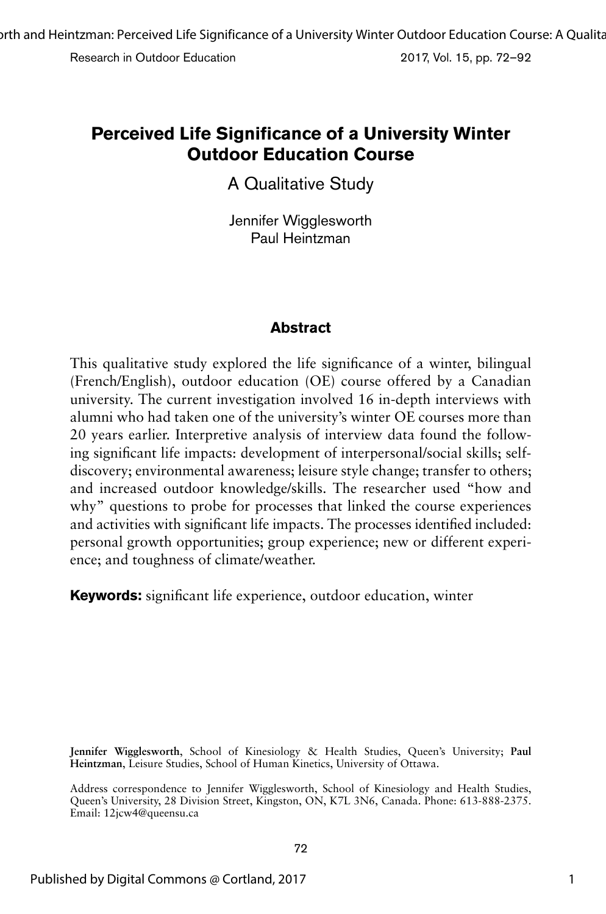# Perceived Life Significance of a University Winter Outdoor Education Course

A Qualitative Study

Jennifer Wigglesworth
Paul Heintzman

## Abstract

This qualitative study explored the life significance of a winter, bilingual (French/English), outdoor education (OE) course offered by a Canadian university. The current investigation involved 16 in-depth interviews with alumni who had taken one of the university's winter OE courses more than 20 years earlier. Interpretive analysis of interview data found the following significant life impacts: development of interpersonal/social skills; self-discovery; environmental awareness; leisure style change; transfer to others; and increased outdoor knowledge/skills. The researcher used "how and why" questions to probe for processes that linked the course experiences and activities with significant life impacts. The processes identified included: personal growth opportunities; group experience; new or different experience; and toughness of climate/weather.

**Keywords:** significant life experience, outdoor education, winter

**Jennifer Wigglesworth**, School of Kinesiology & Health Studies, Queen's University; **Paul Heintzman**, Leisure Studies, School of Human Kinetics, University of Ottawa.

Address correspondence to Jennifer Wigglesworth, School of Kinesiology and Health Studies, Queen's University, 28 Division Street, Kingston, ON, K7L 3N6, Canada. Phone: 613-888-2375. Email: 12jcw4@queensu.ca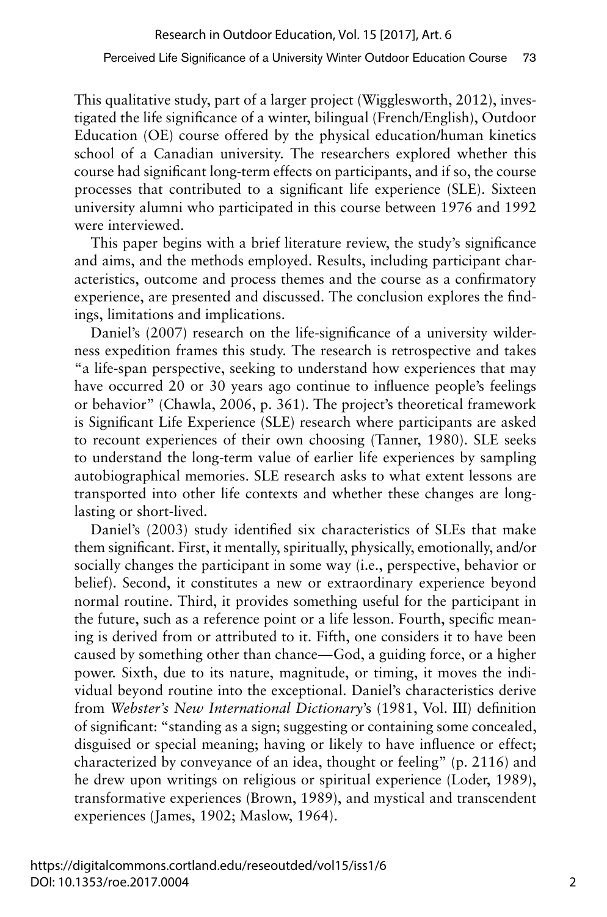This qualitative study, part of a larger project (Wigglesworth, 2012), investigated the life significance of a winter, bilingual (French/English), Outdoor Education (OE) course offered by the physical education/human kinetics school of a Canadian university. The researchers explored whether this course had significant long-term effects on participants, and if so, the course processes that contributed to a significant life experience (SLE). Sixteen university alumni who participated in this course between 1976 and 1992 were interviewed.

This paper begins with a brief literature review, the study's significance and aims, and the methods employed. Results, including participant characteristics, outcome and process themes and the course as a confirmatory experience, are presented and discussed. The conclusion explores the findings, limitations and implications.

Daniel's (2007) research on the life-significance of a university wilderness expedition frames this study. The research is retrospective and takes "a life-span perspective, seeking to understand how experiences that may have occurred 20 or 30 years ago continue to influence people's feelings or behavior" (Chawla, 2006, p. 361). The project's theoretical framework is Significant Life Experience (SLE) research where participants are asked to recount experiences of their own choosing (Tanner, 1980). SLE seeks to understand the long-term value of earlier life experiences by sampling autobiographical memories. SLE research asks to what extent lessons are transported into other life contexts and whether these changes are long-lasting or short-lived.

Daniel's (2003) study identified six characteristics of SLEs that make them significant. First, it mentally, spiritually, physically, emotionally, and/or socially changes the participant in some way (i.e., perspective, behavior or belief). Second, it constitutes a new or extraordinary experience beyond normal routine. Third, it provides something useful for the participant in the future, such as a reference point or a life lesson. Fourth, specific meaning is derived from or attributed to it. Fifth, one considers it to have been caused by something other than chance—God, a guiding force, or a higher power. Sixth, due to its nature, magnitude, or timing, it moves the individual beyond routine into the exceptional. Daniel's characteristics derive from *Webster's New International Dictionary*'s (1981, Vol. III) definition of significant: "standing as a sign; suggesting or containing some concealed, disguised or special meaning; having or likely to have influence or effect; characterized by conveyance of an idea, thought or feeling" (p. 2116) and he drew upon writings on religious or spiritual experience (Loder, 1989), transformative experiences (Brown, 1989), and mystical and transcendent experiences (James, 1902; Maslow, 1964).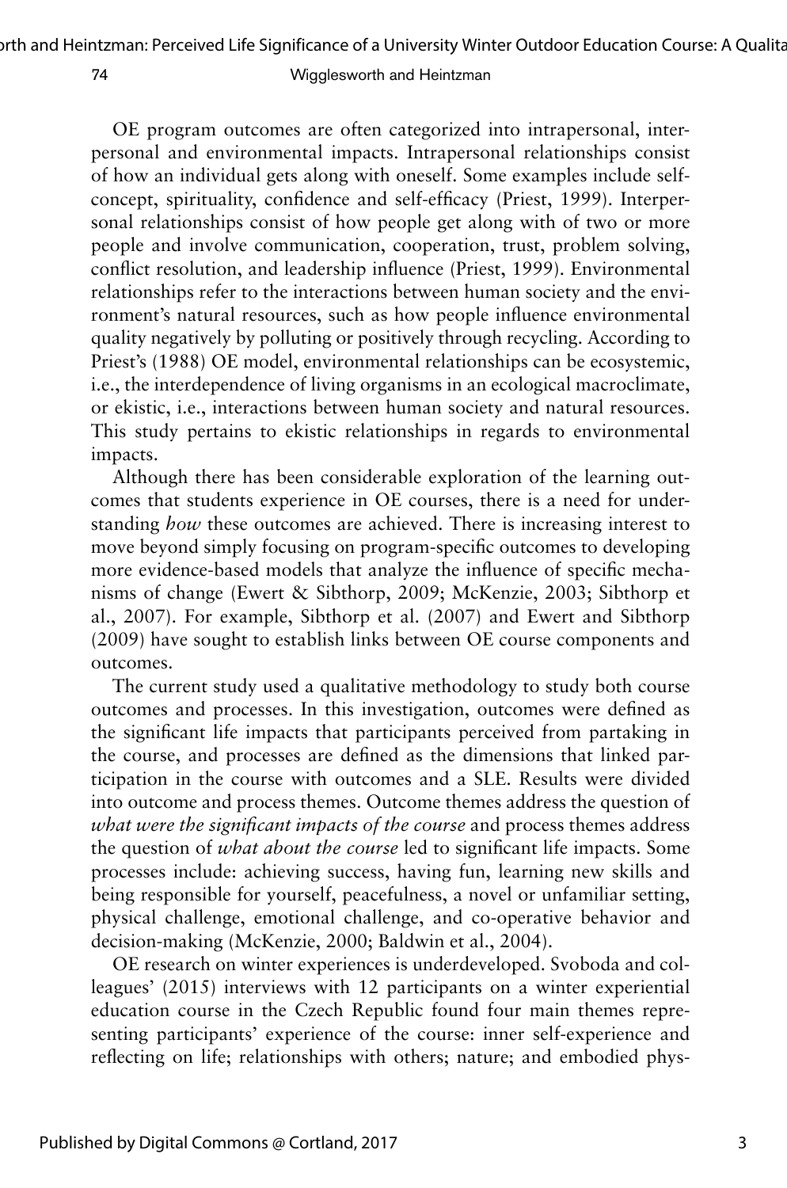OE program outcomes are often categorized into intrapersonal, interpersonal and environmental impacts. Intrapersonal relationships consist of how an individual gets along with oneself. Some examples include self-concept, spirituality, confidence and self-efficacy (Priest, 1999). Interpersonal relationships consist of how people get along with of two or more people and involve communication, cooperation, trust, problem solving, conflict resolution, and leadership influence (Priest, 1999). Environmental relationships refer to the interactions between human society and the environment's natural resources, such as how people influence environmental quality negatively by polluting or positively through recycling. According to Priest's (1988) OE model, environmental relationships can be ecosystemic, i.e., the interdependence of living organisms in an ecological macroclimate, or ekistic, i.e., interactions between human society and natural resources. This study pertains to ekistic relationships in regards to environmental impacts.

Although there has been considerable exploration of the learning outcomes that students experience in OE courses, there is a need for understanding *how* these outcomes are achieved. There is increasing interest to move beyond simply focusing on program-specific outcomes to developing more evidence-based models that analyze the influence of specific mechanisms of change (Ewert & Sibthorp, 2009; McKenzie, 2003; Sibthorp et al., 2007). For example, Sibthorp et al. (2007) and Ewert and Sibthorp (2009) have sought to establish links between OE course components and outcomes.

The current study used a qualitative methodology to study both course outcomes and processes. In this investigation, outcomes were defined as the significant life impacts that participants perceived from partaking in the course, and processes are defined as the dimensions that linked participation in the course with outcomes and a SLE. Results were divided into outcome and process themes. Outcome themes address the question of *what were the significant impacts of the course* and process themes address the question of *what about the course* led to significant life impacts. Some processes include: achieving success, having fun, learning new skills and being responsible for yourself, peacefulness, a novel or unfamiliar setting, physical challenge, emotional challenge, and co-operative behavior and decision-making (McKenzie, 2000; Baldwin et al., 2004).

OE research on winter experiences is underdeveloped. Svoboda and colleagues' (2015) interviews with 12 participants on a winter experiential education course in the Czech Republic found four main themes representing participants' experience of the course: inner self-experience and reflecting on life; relationships with others; nature; and embodied phys-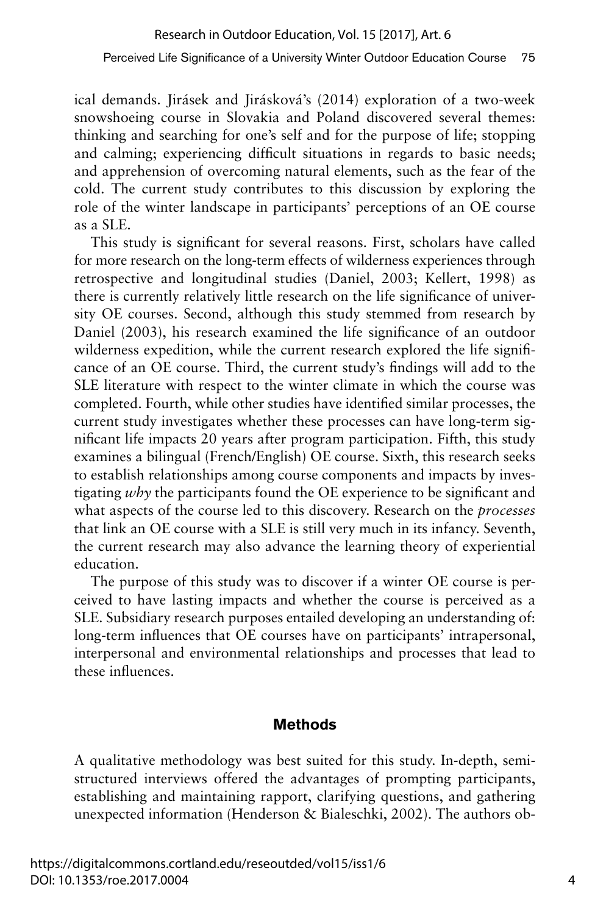ical demands. Jirásek and Jirásková's (2014) exploration of a two-week snowshoeing course in Slovakia and Poland discovered several themes: thinking and searching for one's self and for the purpose of life; stopping and calming; experiencing difficult situations in regards to basic needs; and apprehension of overcoming natural elements, such as the fear of the cold. The current study contributes to this discussion by exploring the role of the winter landscape in participants' perceptions of an OE course as a SLE.

This study is significant for several reasons. First, scholars have called for more research on the long-term effects of wilderness experiences through retrospective and longitudinal studies (Daniel, 2003; Kellert, 1998) as there is currently relatively little research on the life significance of university OE courses. Second, although this study stemmed from research by Daniel (2003), his research examined the life significance of an outdoor wilderness expedition, while the current research explored the life significance of an OE course. Third, the current study's findings will add to the SLE literature with respect to the winter climate in which the course was completed. Fourth, while other studies have identified similar processes, the current study investigates whether these processes can have long-term significant life impacts 20 years after program participation. Fifth, this study examines a bilingual (French/English) OE course. Sixth, this research seeks to establish relationships among course components and impacts by investigating *why* the participants found the OE experience to be significant and what aspects of the course led to this discovery. Research on the *processes* that link an OE course with a SLE is still very much in its infancy. Seventh, the current research may also advance the learning theory of experiential education.

The purpose of this study was to discover if a winter OE course is perceived to have lasting impacts and whether the course is perceived as a SLE. Subsidiary research purposes entailed developing an understanding of: long-term influences that OE courses have on participants' intrapersonal, interpersonal and environmental relationships and processes that lead to these influences.

## Methods

A qualitative methodology was best suited for this study. In-depth, semi-structured interviews offered the advantages of prompting participants, establishing and maintaining rapport, clarifying questions, and gathering unexpected information (Henderson & Bialeschki, 2002). The authors ob-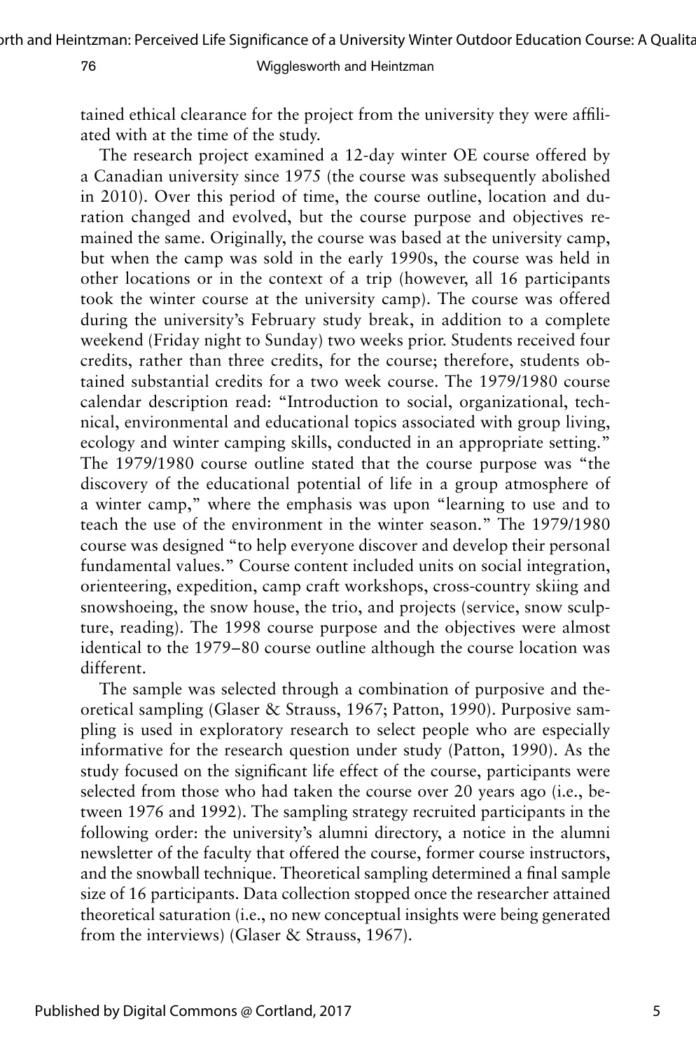tained ethical clearance for the project from the university they were affiliated with at the time of the study.

The research project examined a 12-day winter OE course offered by a Canadian university since 1975 (the course was subsequently abolished in 2010). Over this period of time, the course outline, location and duration changed and evolved, but the course purpose and objectives remained the same. Originally, the course was based at the university camp, but when the camp was sold in the early 1990s, the course was held in other locations or in the context of a trip (however, all 16 participants took the winter course at the university camp). The course was offered during the university's February study break, in addition to a complete weekend (Friday night to Sunday) two weeks prior. Students received four credits, rather than three credits, for the course; therefore, students obtained substantial credits for a two week course. The 1979/1980 course calendar description read: "Introduction to social, organizational, technical, environmental and educational topics associated with group living, ecology and winter camping skills, conducted in an appropriate setting." The 1979/1980 course outline stated that the course purpose was "the discovery of the educational potential of life in a group atmosphere of a winter camp," where the emphasis was upon "learning to use and to teach the use of the environment in the winter season." The 1979/1980 course was designed "to help everyone discover and develop their personal fundamental values." Course content included units on social integration, orienteering, expedition, camp craft workshops, cross-country skiing and snowshoeing, the snow house, the trio, and projects (service, snow sculpture, reading). The 1998 course purpose and the objectives were almost identical to the 1979–80 course outline although the course location was different.

The sample was selected through a combination of purposive and theoretical sampling (Glaser & Strauss, 1967; Patton, 1990). Purposive sampling is used in exploratory research to select people who are especially informative for the research question under study (Patton, 1990). As the study focused on the significant life effect of the course, participants were selected from those who had taken the course over 20 years ago (i.e., between 1976 and 1992). The sampling strategy recruited participants in the following order: the university's alumni directory, a notice in the alumni newsletter of the faculty that offered the course, former course instructors, and the snowball technique. Theoretical sampling determined a final sample size of 16 participants. Data collection stopped once the researcher attained theoretical saturation (i.e., no new conceptual insights were being generated from the interviews) (Glaser & Strauss, 1967).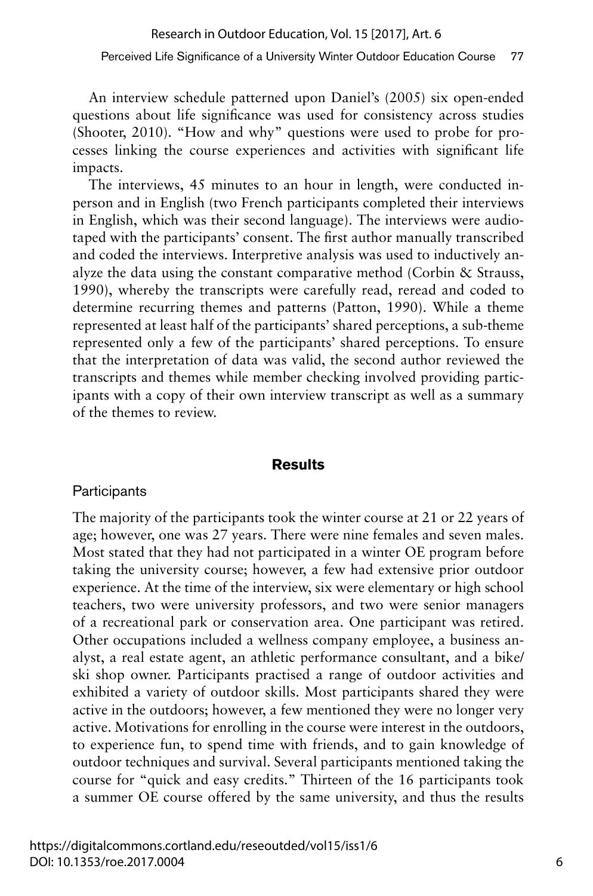An interview schedule patterned upon Daniel's (2005) six open-ended questions about life significance was used for consistency across studies (Shooter, 2010). "How and why" questions were used to probe for processes linking the course experiences and activities with significant life impacts.

The interviews, 45 minutes to an hour in length, were conducted in-person and in English (two French participants completed their interviews in English, which was their second language). The interviews were audio-taped with the participants' consent. The first author manually transcribed and coded the interviews. Interpretive analysis was used to inductively analyze the data using the constant comparative method (Corbin & Strauss, 1990), whereby the transcripts were carefully read, reread and coded to determine recurring themes and patterns (Patton, 1990). While a theme represented at least half of the participants' shared perceptions, a sub-theme represented only a few of the participants' shared perceptions. To ensure that the interpretation of data was valid, the second author reviewed the transcripts and themes while member checking involved providing participants with a copy of their own interview transcript as well as a summary of the themes to review.

## Results

### Participants

The majority of the participants took the winter course at 21 or 22 years of age; however, one was 27 years. There were nine females and seven males. Most stated that they had not participated in a winter OE program before taking the university course; however, a few had extensive prior outdoor experience. At the time of the interview, six were elementary or high school teachers, two were university professors, and two were senior managers of a recreational park or conservation area. One participant was retired. Other occupations included a wellness company employee, a business analyst, a real estate agent, an athletic performance consultant, and a bike/ski shop owner. Participants practised a range of outdoor activities and exhibited a variety of outdoor skills. Most participants shared they were active in the outdoors; however, a few mentioned they were no longer very active. Motivations for enrolling in the course were interest in the outdoors, to experience fun, to spend time with friends, and to gain knowledge of outdoor techniques and survival. Several participants mentioned taking the course for "quick and easy credits." Thirteen of the 16 participants took a summer OE course offered by the same university, and thus the results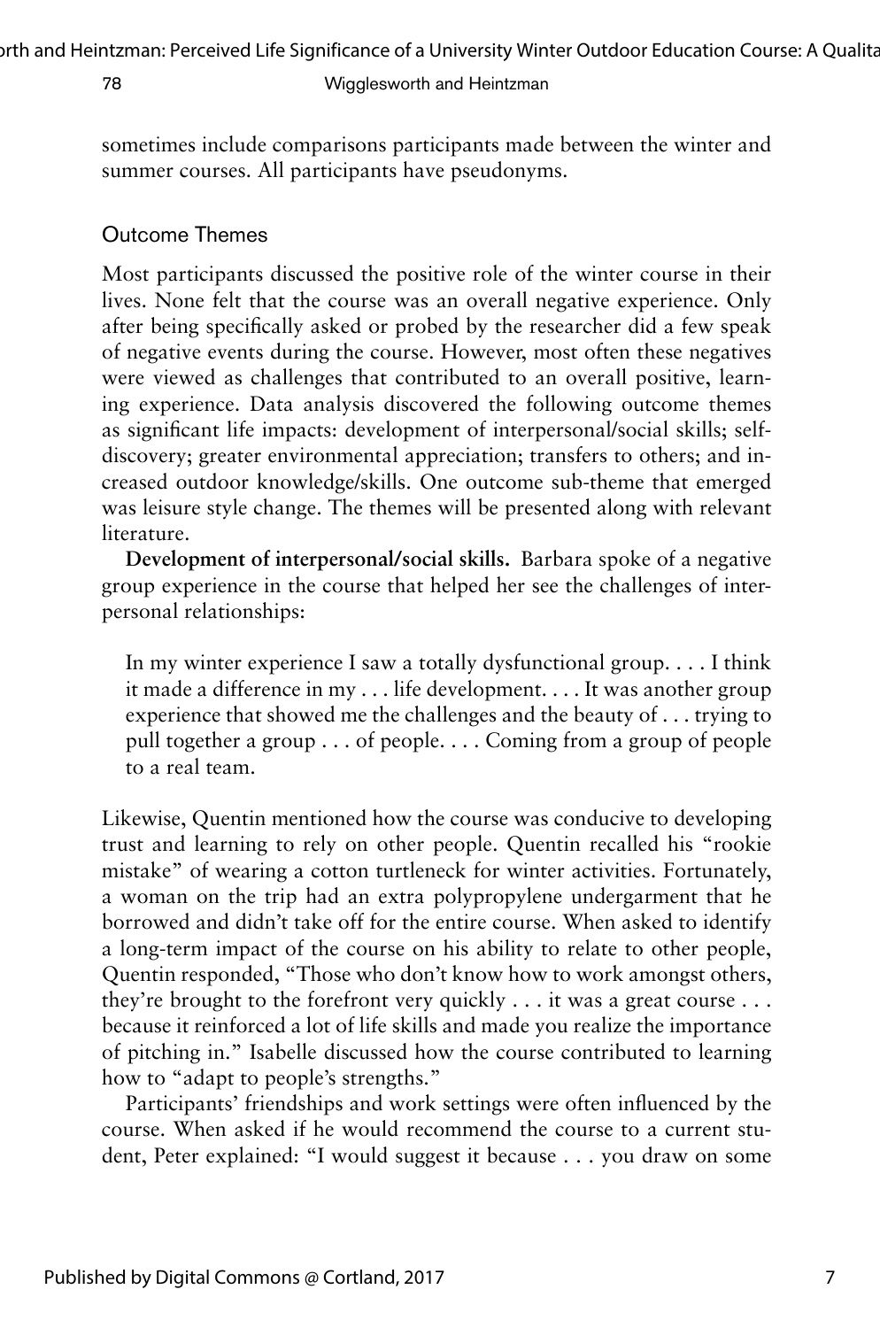sometimes include comparisons participants made between the winter and summer courses. All participants have pseudonyms.

## Outcome Themes

Most participants discussed the positive role of the winter course in their lives. None felt that the course was an overall negative experience. Only after being specifically asked or probed by the researcher did a few speak of negative events during the course. However, most often these negatives were viewed as challenges that contributed to an overall positive, learning experience. Data analysis discovered the following outcome themes as significant life impacts: development of interpersonal/social skills; self-discovery; greater environmental appreciation; transfers to others; and increased outdoor knowledge/skills. One outcome sub-theme that emerged was leisure style change. The themes will be presented along with relevant literature.

**Development of interpersonal/social skills.** Barbara spoke of a negative group experience in the course that helped her see the challenges of interpersonal relationships:

> In my winter experience I saw a totally dysfunctional group. . . . I think it made a difference in my . . . life development. . . . It was another group experience that showed me the challenges and the beauty of . . . trying to pull together a group . . . of people. . . . Coming from a group of people to a real team.

Likewise, Quentin mentioned how the course was conducive to developing trust and learning to rely on other people. Quentin recalled his "rookie mistake" of wearing a cotton turtleneck for winter activities. Fortunately, a woman on the trip had an extra polypropylene undergarment that he borrowed and didn't take off for the entire course. When asked to identify a long-term impact of the course on his ability to relate to other people, Quentin responded, "Those who don't know how to work amongst others, they're brought to the forefront very quickly . . . it was a great course . . . because it reinforced a lot of life skills and made you realize the importance of pitching in." Isabelle discussed how the course contributed to learning how to "adapt to people's strengths."

Participants' friendships and work settings were often influenced by the course. When asked if he would recommend the course to a current student, Peter explained: "I would suggest it because . . . you draw on some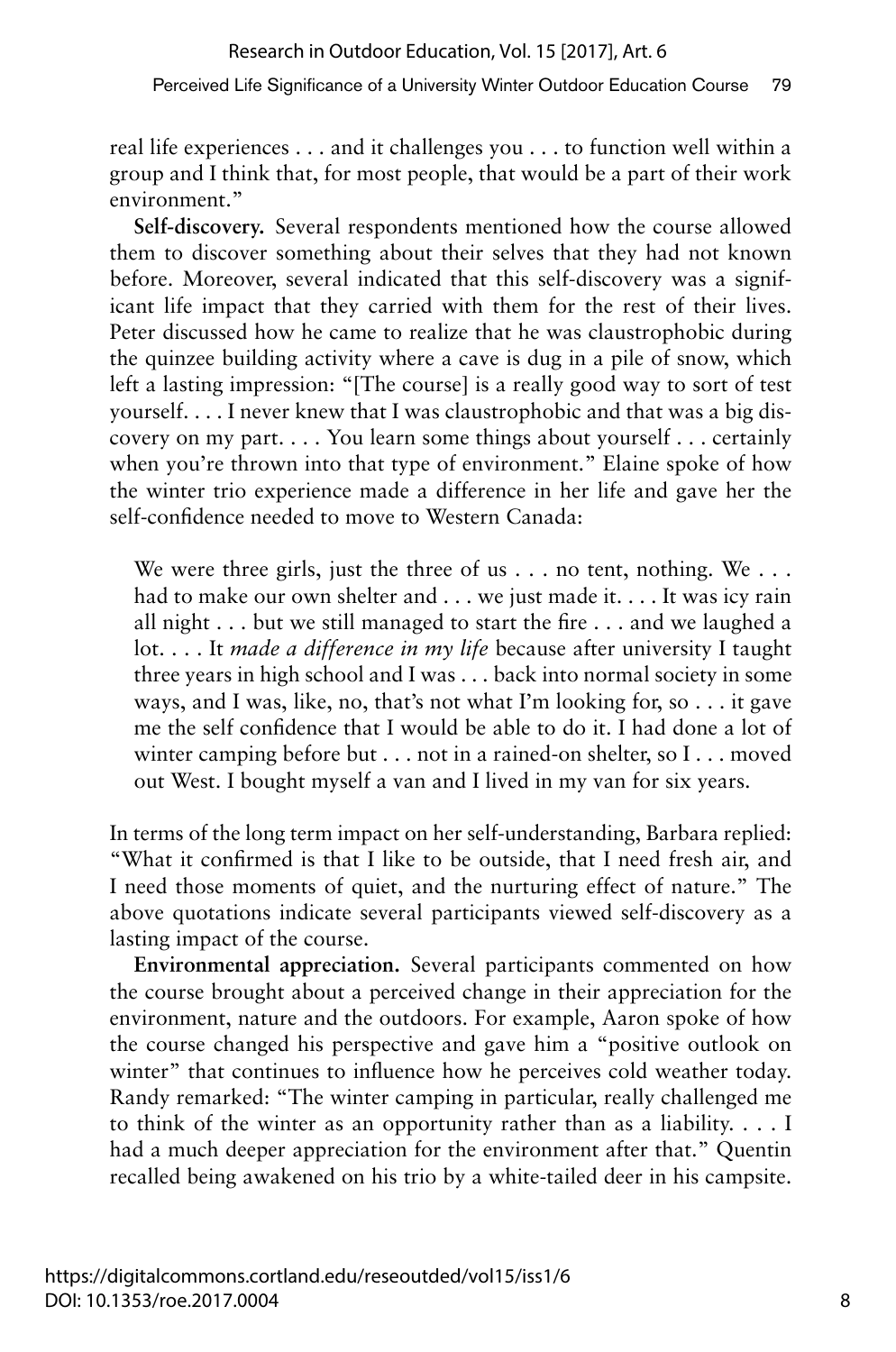real life experiences . . . and it challenges you . . . to function well within a group and I think that, for most people, that would be a part of their work environment."

**Self-discovery.** Several respondents mentioned how the course allowed them to discover something about their selves that they had not known before. Moreover, several indicated that this self-discovery was a significant life impact that they carried with them for the rest of their lives. Peter discussed how he came to realize that he was claustrophobic during the quinzee building activity where a cave is dug in a pile of snow, which left a lasting impression: "[The course] is a really good way to sort of test yourself. . . . I never knew that I was claustrophobic and that was a big discovery on my part. . . . You learn some things about yourself . . . certainly when you're thrown into that type of environment." Elaine spoke of how the winter trio experience made a difference in her life and gave her the self-confidence needed to move to Western Canada:

> We were three girls, just the three of us . . . no tent, nothing. We . . . had to make our own shelter and . . . we just made it. . . . It was icy rain all night . . . but we still managed to start the fire . . . and we laughed a lot. . . . It *made a difference in my life* because after university I taught three years in high school and I was . . . back into normal society in some ways, and I was, like, no, that's not what I'm looking for, so . . . it gave me the self confidence that I would be able to do it. I had done a lot of winter camping before but . . . not in a rained-on shelter, so I . . . moved out West. I bought myself a van and I lived in my van for six years.

In terms of the long term impact on her self-understanding, Barbara replied: "What it confirmed is that I like to be outside, that I need fresh air, and I need those moments of quiet, and the nurturing effect of nature." The above quotations indicate several participants viewed self-discovery as a lasting impact of the course.

**Environmental appreciation.** Several participants commented on how the course brought about a perceived change in their appreciation for the environment, nature and the outdoors. For example, Aaron spoke of how the course changed his perspective and gave him a "positive outlook on winter" that continues to influence how he perceives cold weather today. Randy remarked: "The winter camping in particular, really challenged me to think of the winter as an opportunity rather than as a liability. . . . I had a much deeper appreciation for the environment after that." Quentin recalled being awakened on his trio by a white-tailed deer in his campsite.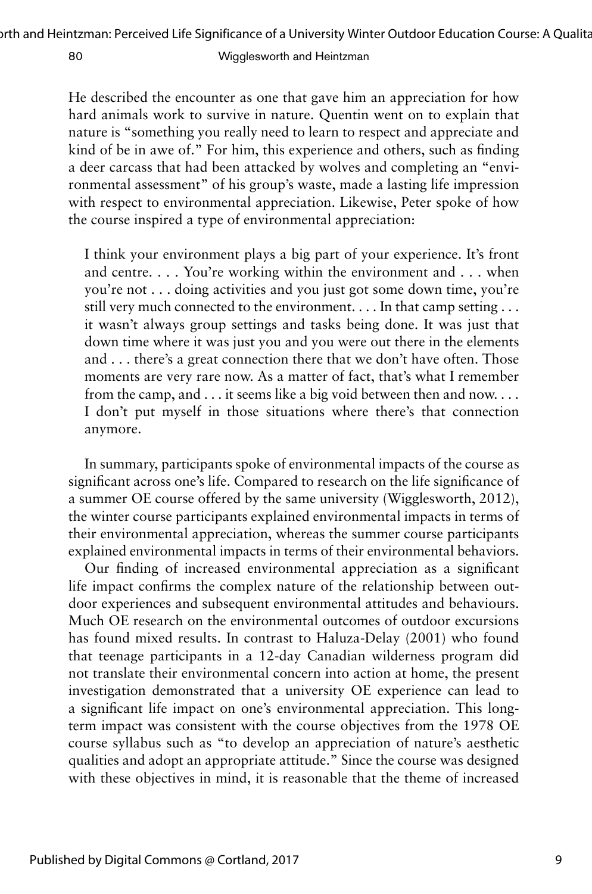He described the encounter as one that gave him an appreciation for how hard animals work to survive in nature. Quentin went on to explain that nature is "something you really need to learn to respect and appreciate and kind of be in awe of." For him, this experience and others, such as finding a deer carcass that had been attacked by wolves and completing an "environmental assessment" of his group's waste, made a lasting life impression with respect to environmental appreciation. Likewise, Peter spoke of how the course inspired a type of environmental appreciation:

> I think your environment plays a big part of your experience. It's front and centre. . . . You're working within the environment and . . . when you're not . . . doing activities and you just got some down time, you're still very much connected to the environment. . . . In that camp setting . . . it wasn't always group settings and tasks being done. It was just that down time where it was just you and you were out there in the elements and . . . there's a great connection there that we don't have often. Those moments are very rare now. As a matter of fact, that's what I remember from the camp, and . . . it seems like a big void between then and now. . . . I don't put myself in those situations where there's that connection anymore.

In summary, participants spoke of environmental impacts of the course as significant across one's life. Compared to research on the life significance of a summer OE course offered by the same university (Wigglesworth, 2012), the winter course participants explained environmental impacts in terms of their environmental appreciation, whereas the summer course participants explained environmental impacts in terms of their environmental behaviors.

Our finding of increased environmental appreciation as a significant life impact confirms the complex nature of the relationship between outdoor experiences and subsequent environmental attitudes and behaviours. Much OE research on the environmental outcomes of outdoor excursions has found mixed results. In contrast to Haluza-Delay (2001) who found that teenage participants in a 12-day Canadian wilderness program did not translate their environmental concern into action at home, the present investigation demonstrated that a university OE experience can lead to a significant life impact on one's environmental appreciation. This long-term impact was consistent with the course objectives from the 1978 OE course syllabus such as "to develop an appreciation of nature's aesthetic qualities and adopt an appropriate attitude." Since the course was designed with these objectives in mind, it is reasonable that the theme of increased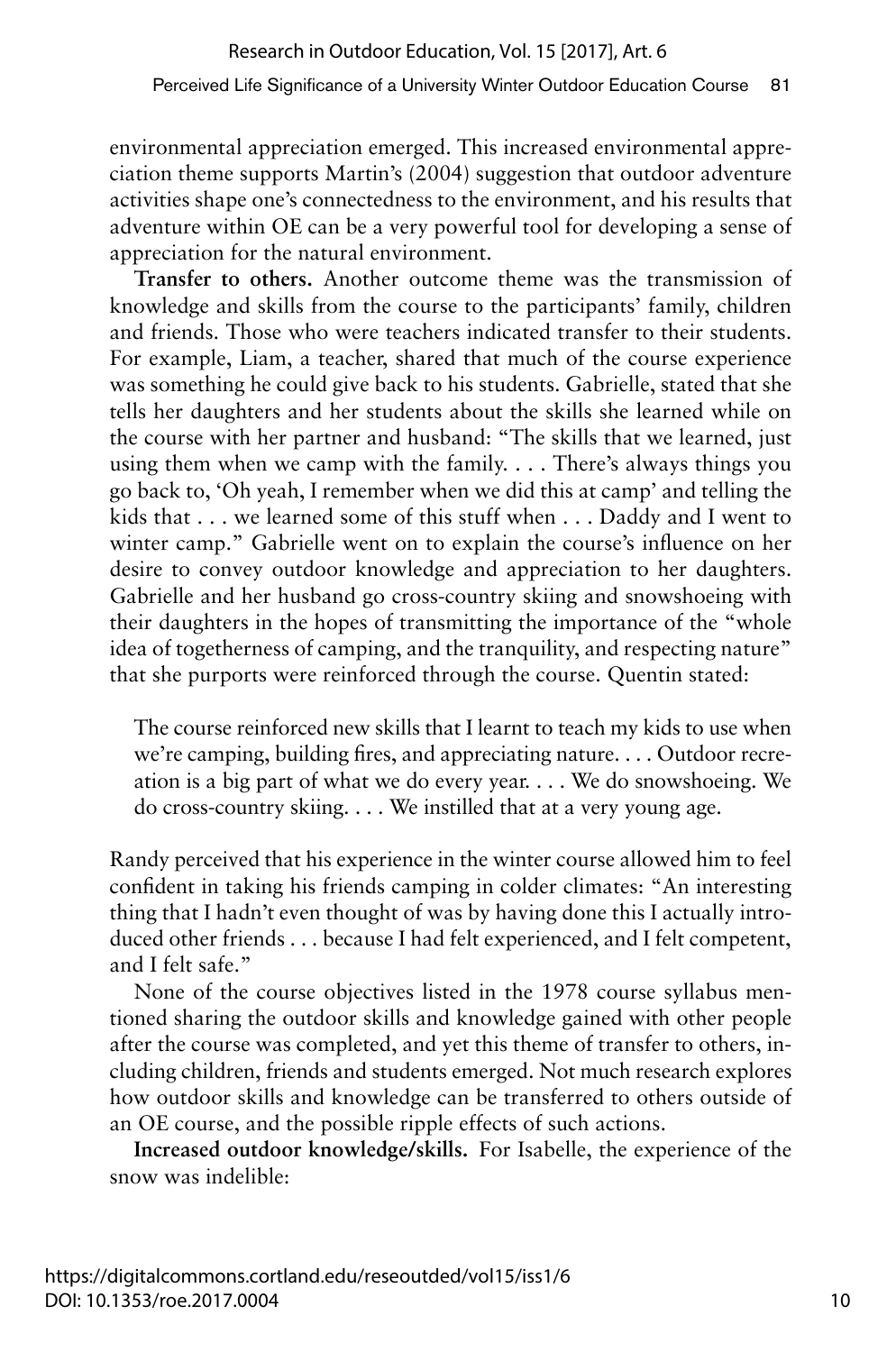environmental appreciation emerged. This increased environmental appreciation theme supports Martin's (2004) suggestion that outdoor adventure activities shape one's connectedness to the environment, and his results that adventure within OE can be a very powerful tool for developing a sense of appreciation for the natural environment.

**Transfer to others.** Another outcome theme was the transmission of knowledge and skills from the course to the participants' family, children and friends. Those who were teachers indicated transfer to their students. For example, Liam, a teacher, shared that much of the course experience was something he could give back to his students. Gabrielle, stated that she tells her daughters and her students about the skills she learned while on the course with her partner and husband: "The skills that we learned, just using them when we camp with the family. . . . There's always things you go back to, 'Oh yeah, I remember when we did this at camp' and telling the kids that . . . we learned some of this stuff when . . . Daddy and I went to winter camp." Gabrielle went on to explain the course's influence on her desire to convey outdoor knowledge and appreciation to her daughters. Gabrielle and her husband go cross-country skiing and snowshoeing with their daughters in the hopes of transmitting the importance of the "whole idea of togetherness of camping, and the tranquility, and respecting nature" that she purports were reinforced through the course. Quentin stated:

> The course reinforced new skills that I learnt to teach my kids to use when we're camping, building fires, and appreciating nature. . . . Outdoor recreation is a big part of what we do every year. . . . We do snowshoeing. We do cross-country skiing. . . . We instilled that at a very young age.

Randy perceived that his experience in the winter course allowed him to feel confident in taking his friends camping in colder climates: "An interesting thing that I hadn't even thought of was by having done this I actually introduced other friends . . . because I had felt experienced, and I felt competent, and I felt safe."

None of the course objectives listed in the 1978 course syllabus mentioned sharing the outdoor skills and knowledge gained with other people after the course was completed, and yet this theme of transfer to others, including children, friends and students emerged. Not much research explores how outdoor skills and knowledge can be transferred to others outside of an OE course, and the possible ripple effects of such actions.

**Increased outdoor knowledge/skills.** For Isabelle, the experience of the snow was indelible: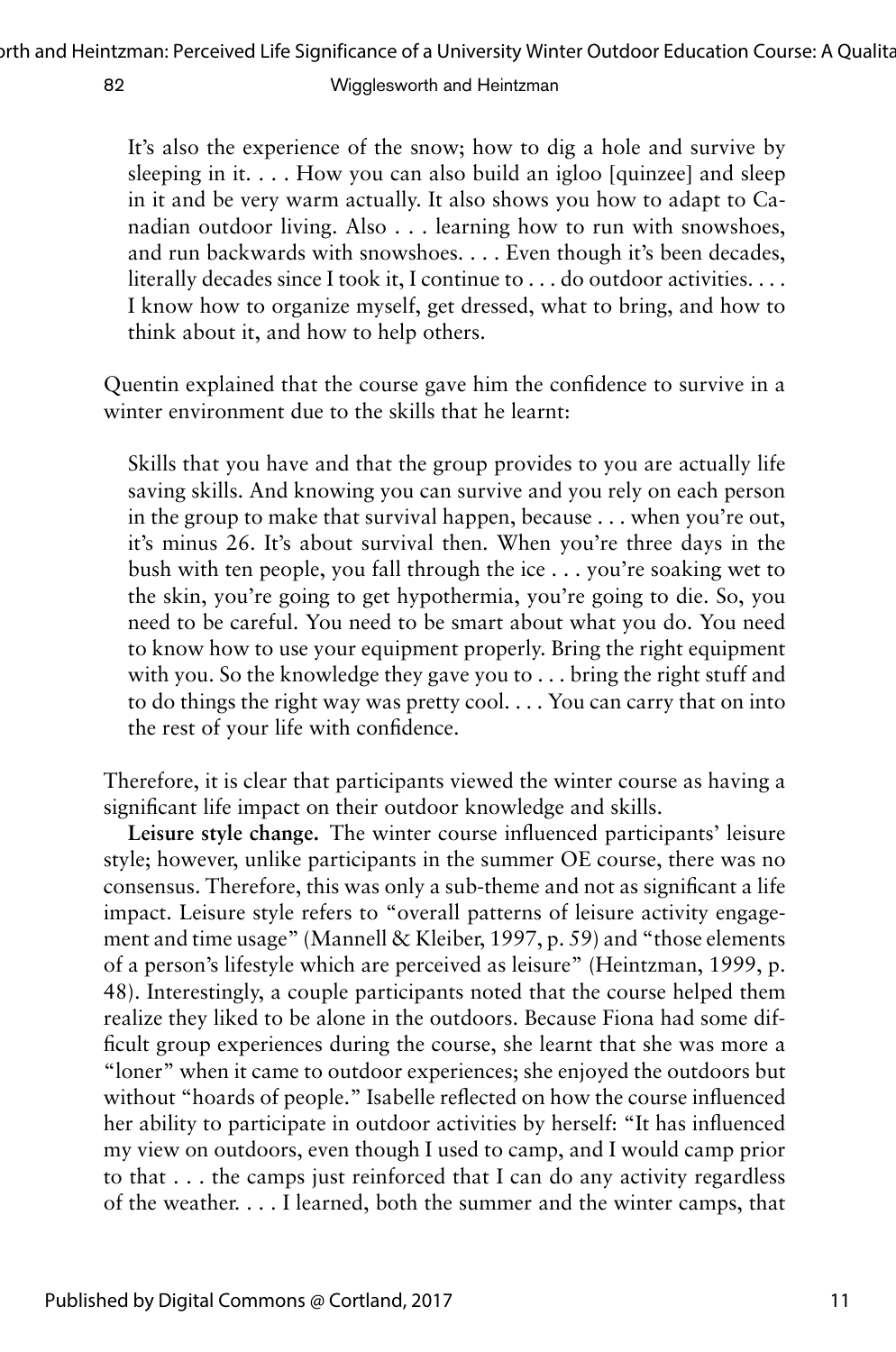> It's also the experience of the snow; how to dig a hole and survive by sleeping in it. . . . How you can also build an igloo [quinzee] and sleep in it and be very warm actually. It also shows you how to adapt to Canadian outdoor living. Also . . . learning how to run with snowshoes, and run backwards with snowshoes. . . . Even though it's been decades, literally decades since I took it, I continue to . . . do outdoor activities. . . . I know how to organize myself, get dressed, what to bring, and how to think about it, and how to help others.

Quentin explained that the course gave him the confidence to survive in a winter environment due to the skills that he learnt:

> Skills that you have and that the group provides to you are actually life saving skills. And knowing you can survive and you rely on each person in the group to make that survival happen, because . . . when you're out, it's minus 26. It's about survival then. When you're three days in the bush with ten people, you fall through the ice . . . you're soaking wet to the skin, you're going to get hypothermia, you're going to die. So, you need to be careful. You need to be smart about what you do. You need to know how to use your equipment properly. Bring the right equipment with you. So the knowledge they gave you to . . . bring the right stuff and to do things the right way was pretty cool. . . . You can carry that on into the rest of your life with confidence.

Therefore, it is clear that participants viewed the winter course as having a significant life impact on their outdoor knowledge and skills.

**Leisure style change.** The winter course influenced participants' leisure style; however, unlike participants in the summer OE course, there was no consensus. Therefore, this was only a sub-theme and not as significant a life impact. Leisure style refers to "overall patterns of leisure activity engagement and time usage" (Mannell & Kleiber, 1997, p. 59) and "those elements of a person's lifestyle which are perceived as leisure" (Heintzman, 1999, p. 48). Interestingly, a couple participants noted that the course helped them realize they liked to be alone in the outdoors. Because Fiona had some difficult group experiences during the course, she learnt that she was more a "loner" when it came to outdoor experiences; she enjoyed the outdoors but without "hoards of people." Isabelle reflected on how the course influenced her ability to participate in outdoor activities by herself: "It has influenced my view on outdoors, even though I used to camp, and I would camp prior to that . . . the camps just reinforced that I can do any activity regardless of the weather. . . . I learned, both the summer and the winter camps, that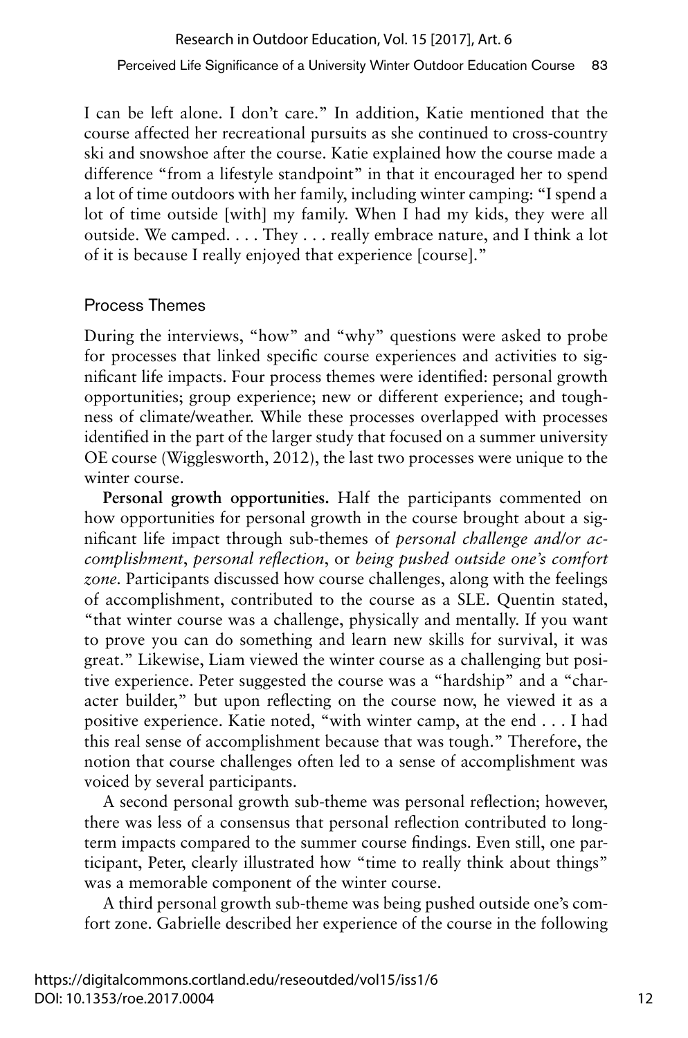I can be left alone. I don't care." In addition, Katie mentioned that the course affected her recreational pursuits as she continued to cross-country ski and snowshoe after the course. Katie explained how the course made a difference "from a lifestyle standpoint" in that it encouraged her to spend a lot of time outdoors with her family, including winter camping: "I spend a lot of time outside [with] my family. When I had my kids, they were all outside. We camped. . . . They . . . really embrace nature, and I think a lot of it is because I really enjoyed that experience [course]."

## Process Themes

During the interviews, "how" and "why" questions were asked to probe for processes that linked specific course experiences and activities to significant life impacts. Four process themes were identified: personal growth opportunities; group experience; new or different experience; and toughness of climate/weather. While these processes overlapped with processes identified in the part of the larger study that focused on a summer university OE course (Wigglesworth, 2012), the last two processes were unique to the winter course.

**Personal growth opportunities.** Half the participants commented on how opportunities for personal growth in the course brought about a significant life impact through sub-themes of *personal challenge and/or accomplishment*, *personal reflection*, or *being pushed outside one's comfort zone*. Participants discussed how course challenges, along with the feelings of accomplishment, contributed to the course as a SLE. Quentin stated, "that winter course was a challenge, physically and mentally. If you want to prove you can do something and learn new skills for survival, it was great." Likewise, Liam viewed the winter course as a challenging but positive experience. Peter suggested the course was a "hardship" and a "character builder," but upon reflecting on the course now, he viewed it as a positive experience. Katie noted, "with winter camp, at the end . . . I had this real sense of accomplishment because that was tough." Therefore, the notion that course challenges often led to a sense of accomplishment was voiced by several participants.

A second personal growth sub-theme was personal reflection; however, there was less of a consensus that personal reflection contributed to long-term impacts compared to the summer course findings. Even still, one participant, Peter, clearly illustrated how "time to really think about things" was a memorable component of the winter course.

A third personal growth sub-theme was being pushed outside one's comfort zone. Gabrielle described her experience of the course in the following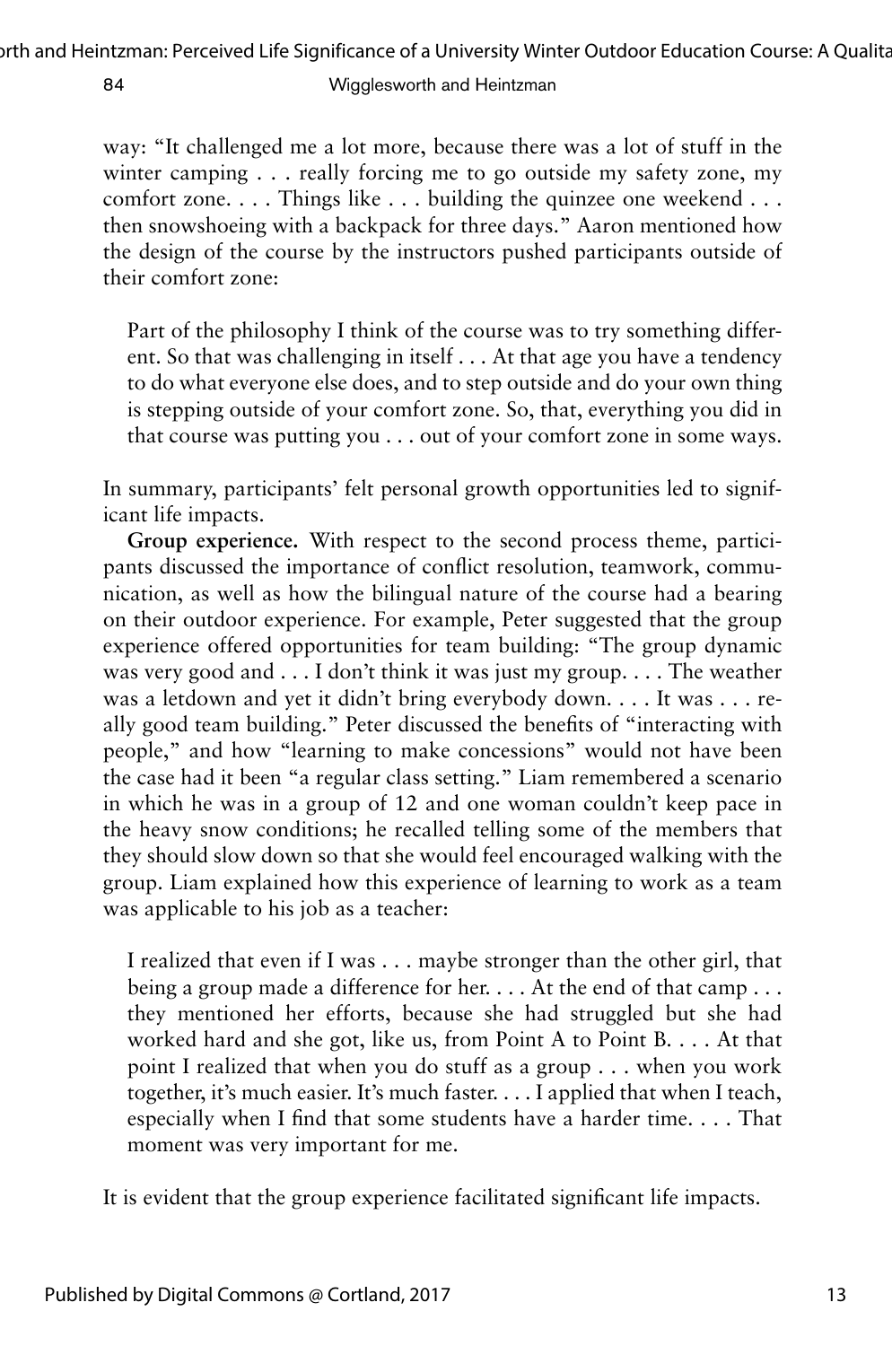way: "It challenged me a lot more, because there was a lot of stuff in the winter camping . . . really forcing me to go outside my safety zone, my comfort zone. . . . Things like . . . building the quinzee one weekend . . . then snowshoeing with a backpack for three days." Aaron mentioned how the design of the course by the instructors pushed participants outside of their comfort zone:

> Part of the philosophy I think of the course was to try something different. So that was challenging in itself . . . At that age you have a tendency to do what everyone else does, and to step outside and do your own thing is stepping outside of your comfort zone. So, that, everything you did in that course was putting you . . . out of your comfort zone in some ways.

In summary, participants' felt personal growth opportunities led to significant life impacts.

**Group experience.** With respect to the second process theme, participants discussed the importance of conflict resolution, teamwork, communication, as well as how the bilingual nature of the course had a bearing on their outdoor experience. For example, Peter suggested that the group experience offered opportunities for team building: "The group dynamic was very good and . . . I don't think it was just my group. . . . The weather was a letdown and yet it didn't bring everybody down. . . . It was . . . really good team building." Peter discussed the benefits of "interacting with people," and how "learning to make concessions" would not have been the case had it been "a regular class setting." Liam remembered a scenario in which he was in a group of 12 and one woman couldn't keep pace in the heavy snow conditions; he recalled telling some of the members that they should slow down so that she would feel encouraged walking with the group. Liam explained how this experience of learning to work as a team was applicable to his job as a teacher:

> I realized that even if I was . . . maybe stronger than the other girl, that being a group made a difference for her. . . . At the end of that camp . . . they mentioned her efforts, because she had struggled but she had worked hard and she got, like us, from Point A to Point B. . . . At that point I realized that when you do stuff as a group . . . when you work together, it's much easier. It's much faster. . . . I applied that when I teach, especially when I find that some students have a harder time. . . . That moment was very important for me.

It is evident that the group experience facilitated significant life impacts.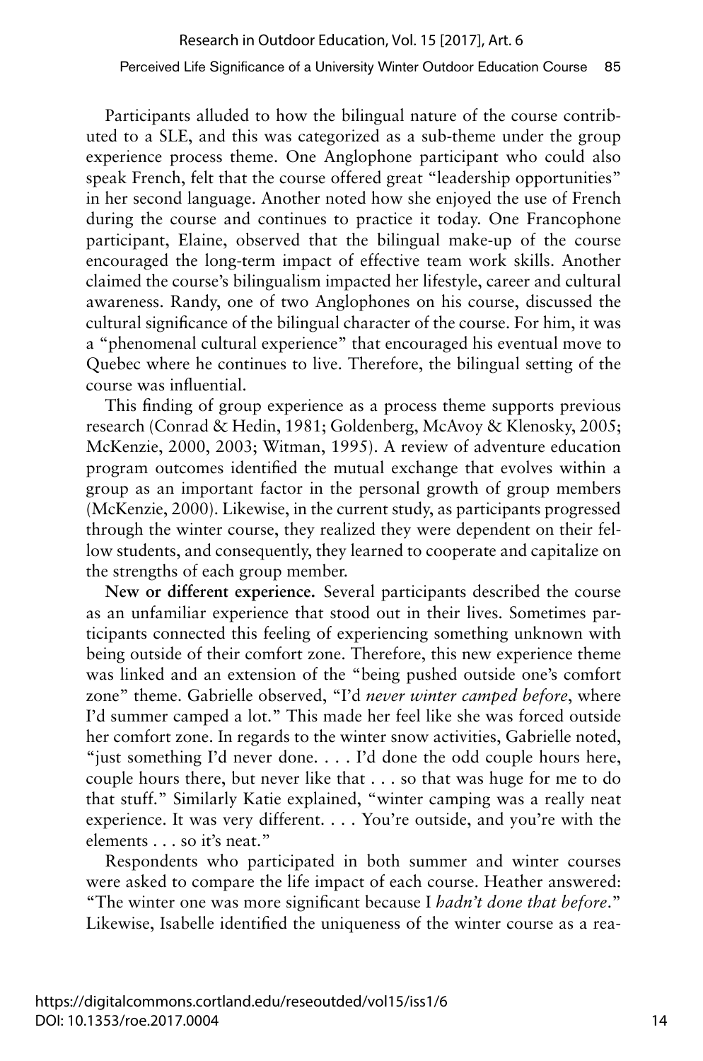Participants alluded to how the bilingual nature of the course contributed to a SLE, and this was categorized as a sub-theme under the group experience process theme. One Anglophone participant who could also speak French, felt that the course offered great "leadership opportunities" in her second language. Another noted how she enjoyed the use of French during the course and continues to practice it today. One Francophone participant, Elaine, observed that the bilingual make-up of the course encouraged the long-term impact of effective team work skills. Another claimed the course's bilingualism impacted her lifestyle, career and cultural awareness. Randy, one of two Anglophones on his course, discussed the cultural significance of the bilingual character of the course. For him, it was a "phenomenal cultural experience" that encouraged his eventual move to Quebec where he continues to live. Therefore, the bilingual setting of the course was influential.

This finding of group experience as a process theme supports previous research (Conrad & Hedin, 1981; Goldenberg, McAvoy & Klenosky, 2005; McKenzie, 2000, 2003; Witman, 1995). A review of adventure education program outcomes identified the mutual exchange that evolves within a group as an important factor in the personal growth of group members (McKenzie, 2000). Likewise, in the current study, as participants progressed through the winter course, they realized they were dependent on their fellow students, and consequently, they learned to cooperate and capitalize on the strengths of each group member.

**New or different experience.** Several participants described the course as an unfamiliar experience that stood out in their lives. Sometimes participants connected this feeling of experiencing something unknown with being outside of their comfort zone. Therefore, this new experience theme was linked and an extension of the "being pushed outside one's comfort zone" theme. Gabrielle observed, "I'd *never winter camped before*, where I'd summer camped a lot." This made her feel like she was forced outside her comfort zone. In regards to the winter snow activities, Gabrielle noted, "just something I'd never done. . . . I'd done the odd couple hours here, couple hours there, but never like that . . . so that was huge for me to do that stuff." Similarly Katie explained, "winter camping was a really neat experience. It was very different. . . . You're outside, and you're with the elements . . . so it's neat."

Respondents who participated in both summer and winter courses were asked to compare the life impact of each course. Heather answered: "The winter one was more significant because I *hadn't done that before*." Likewise, Isabelle identified the uniqueness of the winter course as a rea-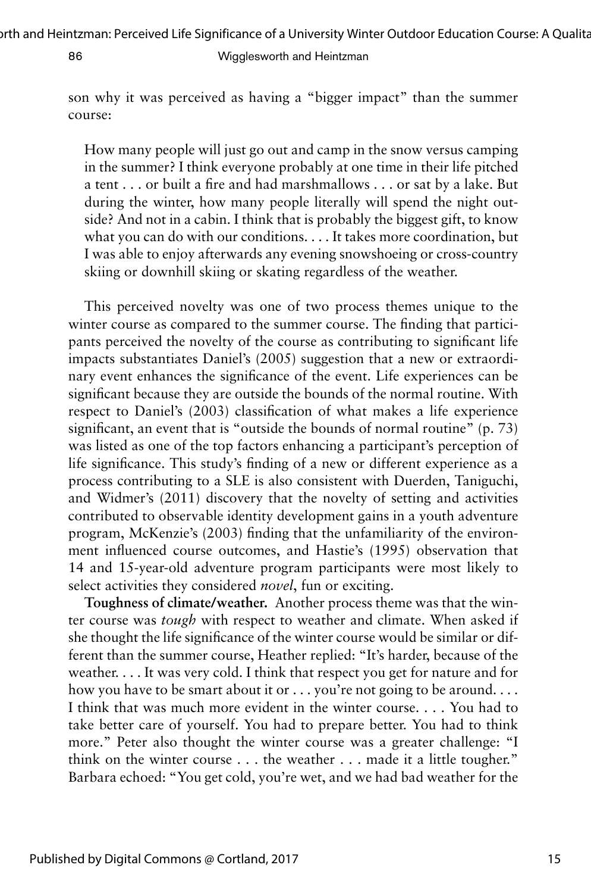son why it was perceived as having a "bigger impact" than the summer course:

> How many people will just go out and camp in the snow versus camping in the summer? I think everyone probably at one time in their life pitched a tent . . . or built a fire and had marshmallows . . . or sat by a lake. But during the winter, how many people literally will spend the night outside? And not in a cabin. I think that is probably the biggest gift, to know what you can do with our conditions. . . . It takes more coordination, but I was able to enjoy afterwards any evening snowshoeing or cross-country skiing or downhill skiing or skating regardless of the weather.

This perceived novelty was one of two process themes unique to the winter course as compared to the summer course. The finding that participants perceived the novelty of the course as contributing to significant life impacts substantiates Daniel's (2005) suggestion that a new or extraordinary event enhances the significance of the event. Life experiences can be significant because they are outside the bounds of the normal routine. With respect to Daniel's (2003) classification of what makes a life experience significant, an event that is "outside the bounds of normal routine" (p. 73) was listed as one of the top factors enhancing a participant's perception of life significance. This study's finding of a new or different experience as a process contributing to a SLE is also consistent with Duerden, Taniguchi, and Widmer's (2011) discovery that the novelty of setting and activities contributed to observable identity development gains in a youth adventure program, McKenzie's (2003) finding that the unfamiliarity of the environment influenced course outcomes, and Hastie's (1995) observation that 14 and 15-year-old adventure program participants were most likely to select activities they considered *novel*, fun or exciting.

**Toughness of climate/weather.** Another process theme was that the winter course was *tough* with respect to weather and climate. When asked if she thought the life significance of the winter course would be similar or different than the summer course, Heather replied: "It's harder, because of the weather. . . . It was very cold. I think that respect you get for nature and for how you have to be smart about it or . . . you're not going to be around. . . . I think that was much more evident in the winter course. . . . You had to take better care of yourself. You had to prepare better. You had to think more." Peter also thought the winter course was a greater challenge: "I think on the winter course . . . the weather . . . made it a little tougher." Barbara echoed: "You get cold, you're wet, and we had bad weather for the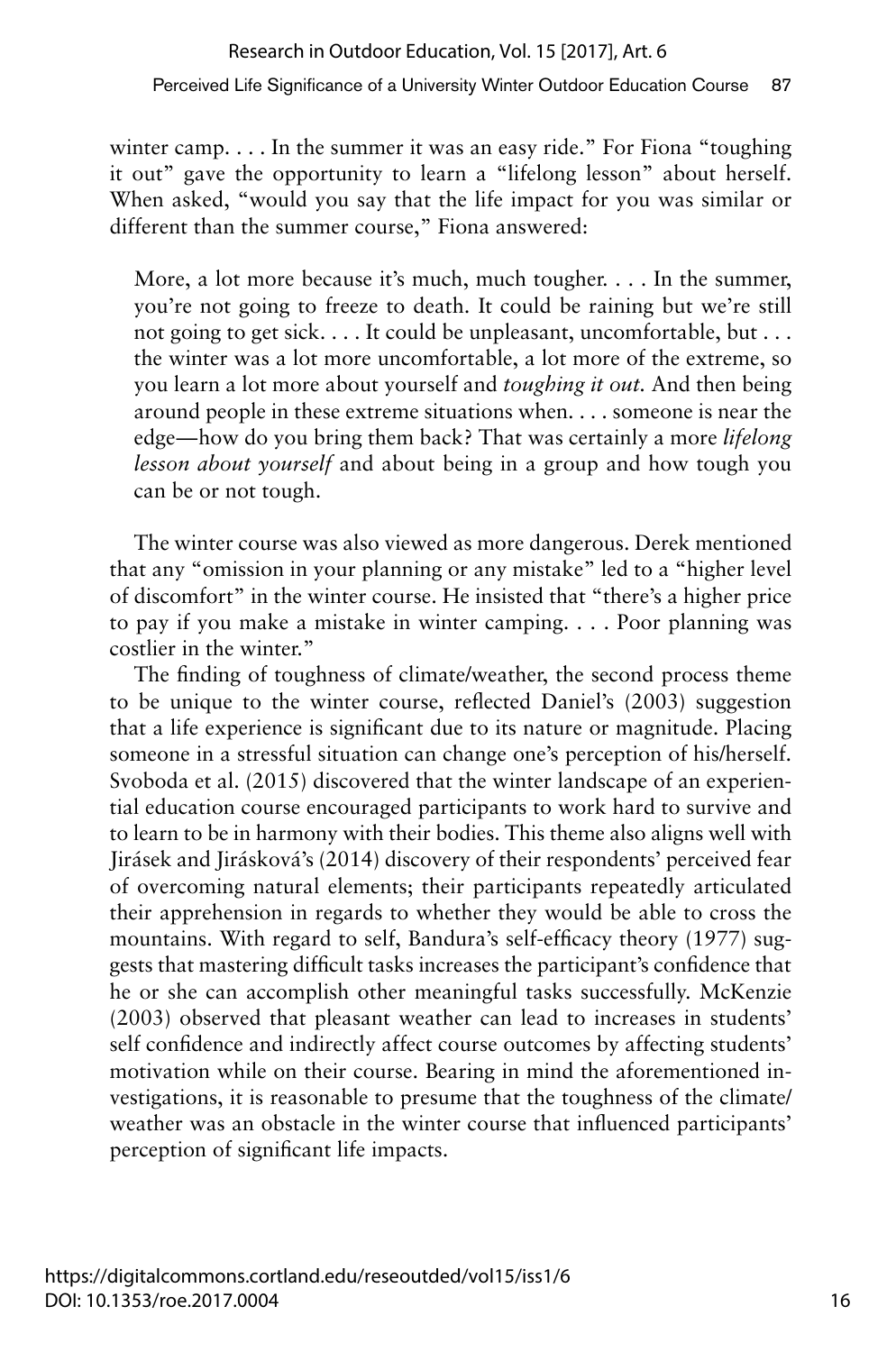winter camp. . . . In the summer it was an easy ride." For Fiona "toughing it out" gave the opportunity to learn a "lifelong lesson" about herself. When asked, "would you say that the life impact for you was similar or different than the summer course," Fiona answered:

> More, a lot more because it's much, much tougher. . . . In the summer, you're not going to freeze to death. It could be raining but we're still not going to get sick. . . . It could be unpleasant, uncomfortable, but . . . the winter was a lot more uncomfortable, a lot more of the extreme, so you learn a lot more about yourself and *toughing it out.* And then being around people in these extreme situations when. . . . someone is near the edge—how do you bring them back? That was certainly a more *lifelong lesson about yourself* and about being in a group and how tough you can be or not tough.

The winter course was also viewed as more dangerous. Derek mentioned that any "omission in your planning or any mistake" led to a "higher level of discomfort" in the winter course. He insisted that "there's a higher price to pay if you make a mistake in winter camping. . . . Poor planning was costlier in the winter."

The finding of toughness of climate/weather, the second process theme to be unique to the winter course, reflected Daniel's (2003) suggestion that a life experience is significant due to its nature or magnitude. Placing someone in a stressful situation can change one's perception of his/herself. Svoboda et al. (2015) discovered that the winter landscape of an experiential education course encouraged participants to work hard to survive and to learn to be in harmony with their bodies. This theme also aligns well with Jirásek and Jirásková's (2014) discovery of their respondents' perceived fear of overcoming natural elements; their participants repeatedly articulated their apprehension in regards to whether they would be able to cross the mountains. With regard to self, Bandura's self-efficacy theory (1977) suggests that mastering difficult tasks increases the participant's confidence that he or she can accomplish other meaningful tasks successfully. McKenzie (2003) observed that pleasant weather can lead to increases in students' self confidence and indirectly affect course outcomes by affecting students' motivation while on their course. Bearing in mind the aforementioned investigations, it is reasonable to presume that the toughness of the climate/weather was an obstacle in the winter course that influenced participants' perception of significant life impacts.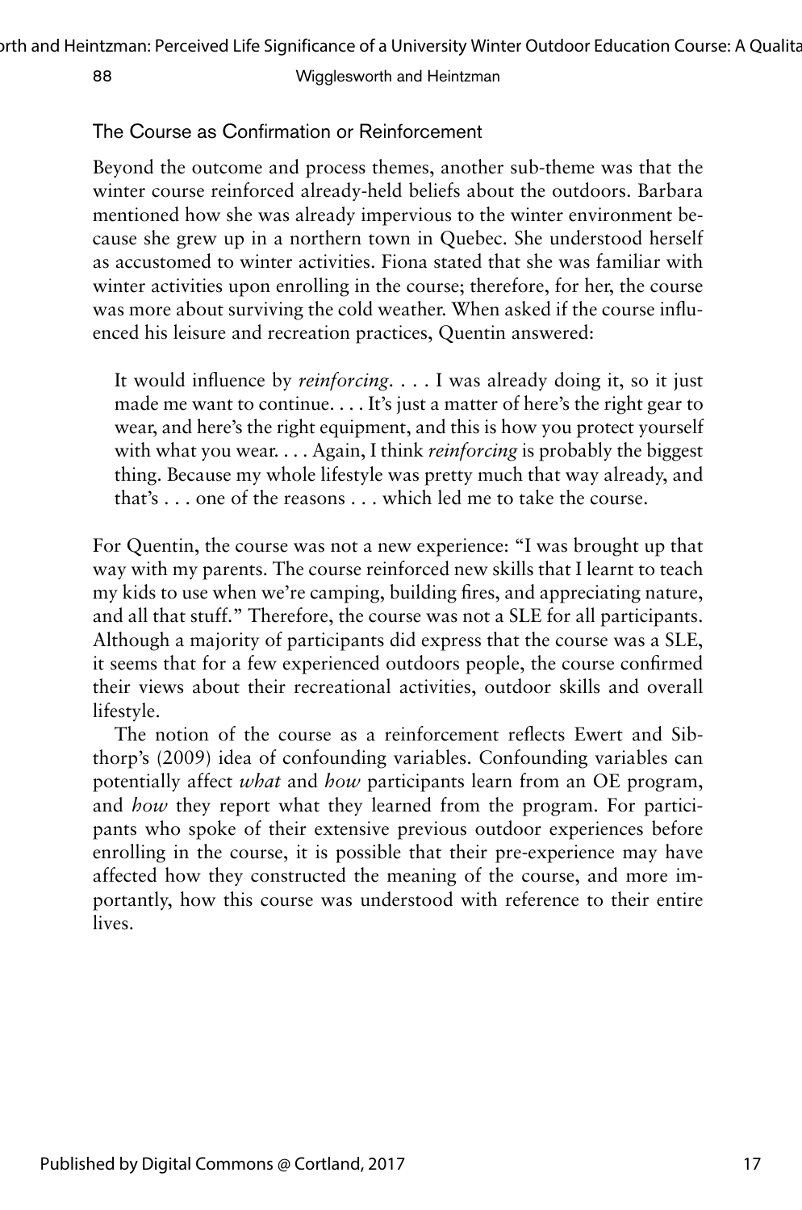### The Course as Confirmation or Reinforcement

Beyond the outcome and process themes, another sub-theme was that the winter course reinforced already-held beliefs about the outdoors. Barbara mentioned how she was already impervious to the winter environment because she grew up in a northern town in Quebec. She understood herself as accustomed to winter activities. Fiona stated that she was familiar with winter activities upon enrolling in the course; therefore, for her, the course was more about surviving the cold weather. When asked if the course influenced his leisure and recreation practices, Quentin answered:

> It would influence by *reinforcing*. . . . I was already doing it, so it just made me want to continue. . . . It's just a matter of here's the right gear to wear, and here's the right equipment, and this is how you protect yourself with what you wear. . . . Again, I think *reinforcing* is probably the biggest thing. Because my whole lifestyle was pretty much that way already, and that's . . . one of the reasons . . . which led me to take the course.

For Quentin, the course was not a new experience: "I was brought up that way with my parents. The course reinforced new skills that I learnt to teach my kids to use when we're camping, building fires, and appreciating nature, and all that stuff." Therefore, the course was not a SLE for all participants. Although a majority of participants did express that the course was a SLE, it seems that for a few experienced outdoors people, the course confirmed their views about their recreational activities, outdoor skills and overall lifestyle.

The notion of the course as a reinforcement reflects Ewert and Sibthorp's (2009) idea of confounding variables. Confounding variables can potentially affect *what* and *how* participants learn from an OE program, and *how* they report what they learned from the program. For participants who spoke of their extensive previous outdoor experiences before enrolling in the course, it is possible that their pre-experience may have affected how they constructed the meaning of the course, and more importantly, how this course was understood with reference to their entire lives.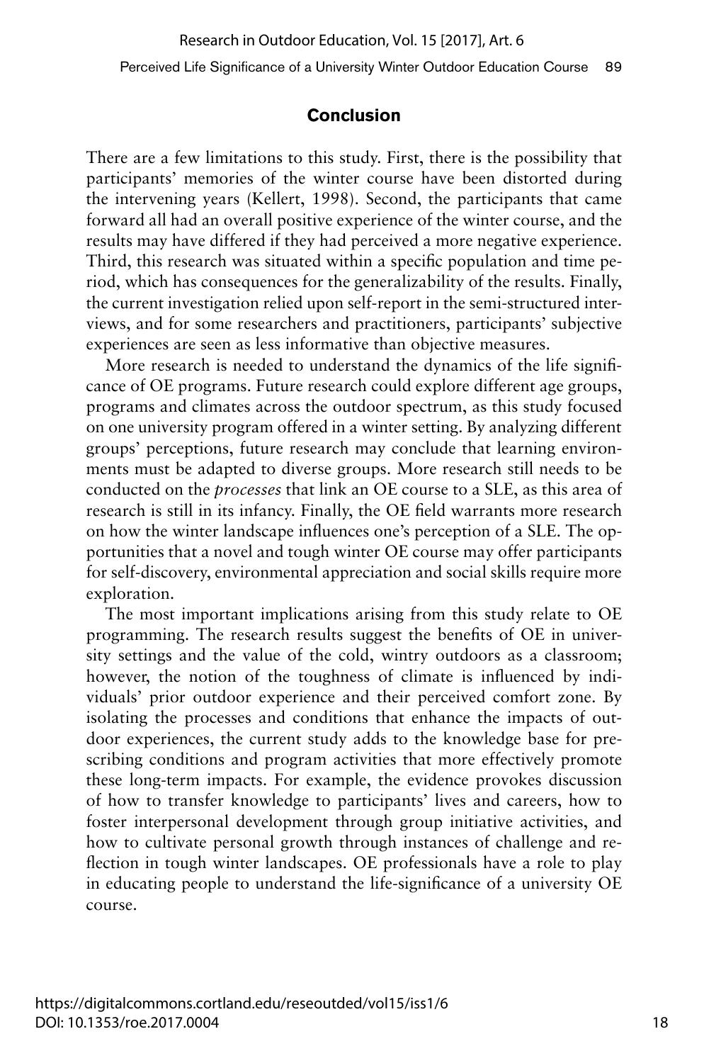## Conclusion

There are a few limitations to this study. First, there is the possibility that participants' memories of the winter course have been distorted during the intervening years (Kellert, 1998). Second, the participants that came forward all had an overall positive experience of the winter course, and the results may have differed if they had perceived a more negative experience. Third, this research was situated within a specific population and time period, which has consequences for the generalizability of the results. Finally, the current investigation relied upon self-report in the semi-structured interviews, and for some researchers and practitioners, participants' subjective experiences are seen as less informative than objective measures.

More research is needed to understand the dynamics of the life significance of OE programs. Future research could explore different age groups, programs and climates across the outdoor spectrum, as this study focused on one university program offered in a winter setting. By analyzing different groups' perceptions, future research may conclude that learning environments must be adapted to diverse groups. More research still needs to be conducted on the *processes* that link an OE course to a SLE, as this area of research is still in its infancy. Finally, the OE field warrants more research on how the winter landscape influences one's perception of a SLE. The opportunities that a novel and tough winter OE course may offer participants for self-discovery, environmental appreciation and social skills require more exploration.

The most important implications arising from this study relate to OE programming. The research results suggest the benefits of OE in university settings and the value of the cold, wintry outdoors as a classroom; however, the notion of the toughness of climate is influenced by individuals' prior outdoor experience and their perceived comfort zone. By isolating the processes and conditions that enhance the impacts of outdoor experiences, the current study adds to the knowledge base for prescribing conditions and program activities that more effectively promote these long-term impacts. For example, the evidence provokes discussion of how to transfer knowledge to participants' lives and careers, how to foster interpersonal development through group initiative activities, and how to cultivate personal growth through instances of challenge and reflection in tough winter landscapes. OE professionals have a role to play in educating people to understand the life-significance of a university OE course.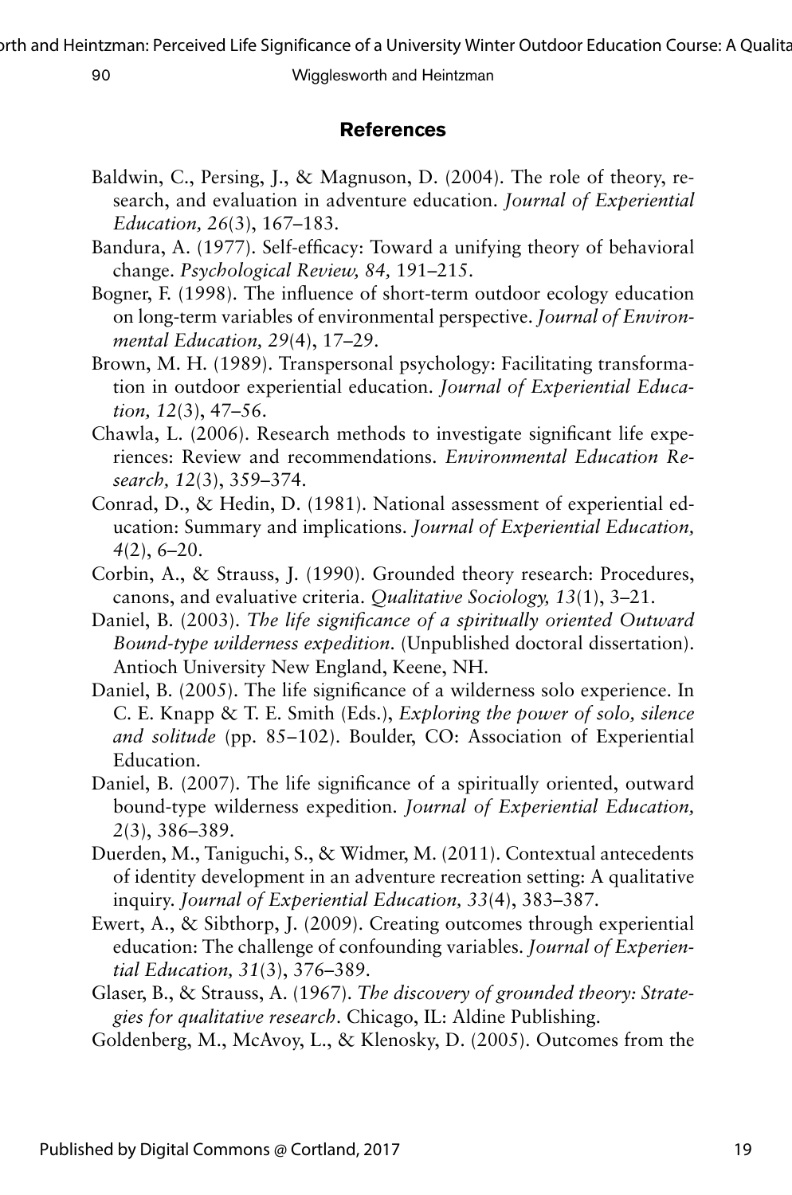## References

Baldwin, C., Persing, J., & Magnuson, D. (2004). The role of theory, research, and evaluation in adventure education. *Journal of Experiential Education, 26*(3), 167–183.

Bandura, A. (1977). Self-efficacy: Toward a unifying theory of behavioral change. *Psychological Review, 84,* 191–215.

Bogner, F. (1998). The influence of short-term outdoor ecology education on long-term variables of environmental perspective. *Journal of Environmental Education, 29*(4), 17–29.

Brown, M. H. (1989). Transpersonal psychology: Facilitating transformation in outdoor experiential education. *Journal of Experiential Education, 12*(3), 47–56.

Chawla, L. (2006). Research methods to investigate significant life experiences: Review and recommendations. *Environmental Education Research, 12*(3), 359–374.

Conrad, D., & Hedin, D. (1981). National assessment of experiential education: Summary and implications. *Journal of Experiential Education, 4*(2), 6–20.

Corbin, A., & Strauss, J. (1990). Grounded theory research: Procedures, canons, and evaluative criteria. *Qualitative Sociology, 13*(1), 3–21.

Daniel, B. (2003). *The life significance of a spiritually oriented Outward Bound-type wilderness expedition.* (Unpublished doctoral dissertation). Antioch University New England, Keene, NH.

Daniel, B. (2005). The life significance of a wilderness solo experience. In C. E. Knapp & T. E. Smith (Eds.), *Exploring the power of solo, silence and solitude* (pp. 85–102). Boulder, CO: Association of Experiential Education.

Daniel, B. (2007). The life significance of a spiritually oriented, outward bound-type wilderness expedition. *Journal of Experiential Education, 2*(3), 386–389.

Duerden, M., Taniguchi, S., & Widmer, M. (2011). Contextual antecedents of identity development in an adventure recreation setting: A qualitative inquiry. *Journal of Experiential Education, 33*(4), 383–387.

Ewert, A., & Sibthorp, J. (2009). Creating outcomes through experiential education: The challenge of confounding variables. *Journal of Experiential Education, 31*(3), 376–389.

Glaser, B., & Strauss, A. (1967). *The discovery of grounded theory: Strategies for qualitative research.* Chicago, IL: Aldine Publishing.

Goldenberg, M., McAvoy, L., & Klenosky, D. (2005). Outcomes from the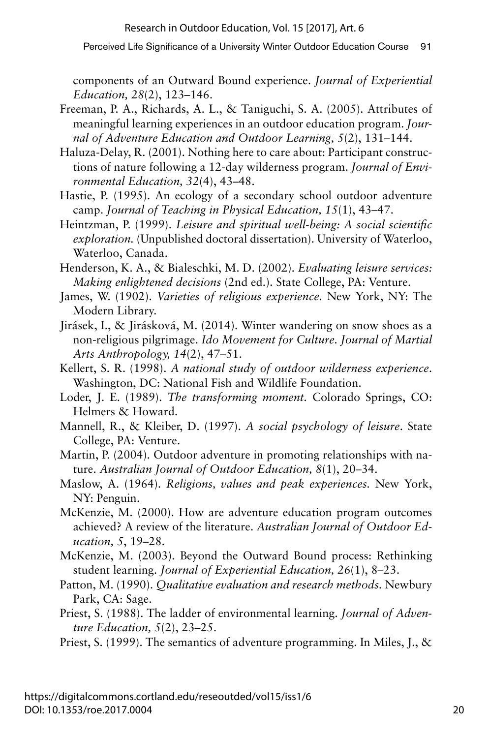components of an Outward Bound experience. *Journal of Experiential Education, 28*(2), 123–146.

Freeman, P. A., Richards, A. L., & Taniguchi, S. A. (2005). Attributes of meaningful learning experiences in an outdoor education program. *Journal of Adventure Education and Outdoor Learning, 5*(2), 131–144.

Haluza-Delay, R. (2001). Nothing here to care about: Participant constructions of nature following a 12-day wilderness program. *Journal of Environmental Education, 32*(4), 43–48.

Hastie, P. (1995). An ecology of a secondary school outdoor adventure camp. *Journal of Teaching in Physical Education, 15*(1), 43–47.

Heintzman, P. (1999). *Leisure and spiritual well-being: A social scientific exploration.* (Unpublished doctoral dissertation). University of Waterloo, Waterloo, Canada.

Henderson, K. A., & Bialeschki, M. D. (2002). *Evaluating leisure services: Making enlightened decisions* (2nd ed.). State College, PA: Venture.

James, W. (1902). *Varieties of religious experience.* New York, NY: The Modern Library.

Jirásek, I., & Jirásková, M. (2014). Winter wandering on snow shoes as a non-religious pilgrimage. *Ido Movement for Culture. Journal of Martial Arts Anthropology, 14*(2), 47–51.

Kellert, S. R. (1998). *A national study of outdoor wilderness experience.* Washington, DC: National Fish and Wildlife Foundation.

Loder, J. E. (1989). *The transforming moment.* Colorado Springs, CO: Helmers & Howard.

Mannell, R., & Kleiber, D. (1997). *A social psychology of leisure.* State College, PA: Venture.

Martin, P. (2004). Outdoor adventure in promoting relationships with nature. *Australian Journal of Outdoor Education, 8*(1), 20–34.

Maslow, A. (1964). *Religions, values and peak experiences.* New York, NY: Penguin.

McKenzie, M. (2000). How are adventure education program outcomes achieved? A review of the literature. *Australian Journal of Outdoor Education, 5*, 19–28.

McKenzie, M. (2003). Beyond the Outward Bound process: Rethinking student learning. *Journal of Experiential Education, 26*(1), 8–23.

Patton, M. (1990). *Qualitative evaluation and research methods.* Newbury Park, CA: Sage.

Priest, S. (1988). The ladder of environmental learning. *Journal of Adventure Education, 5*(2), 23–25.

Priest, S. (1999). The semantics of adventure programming. In Miles, J., &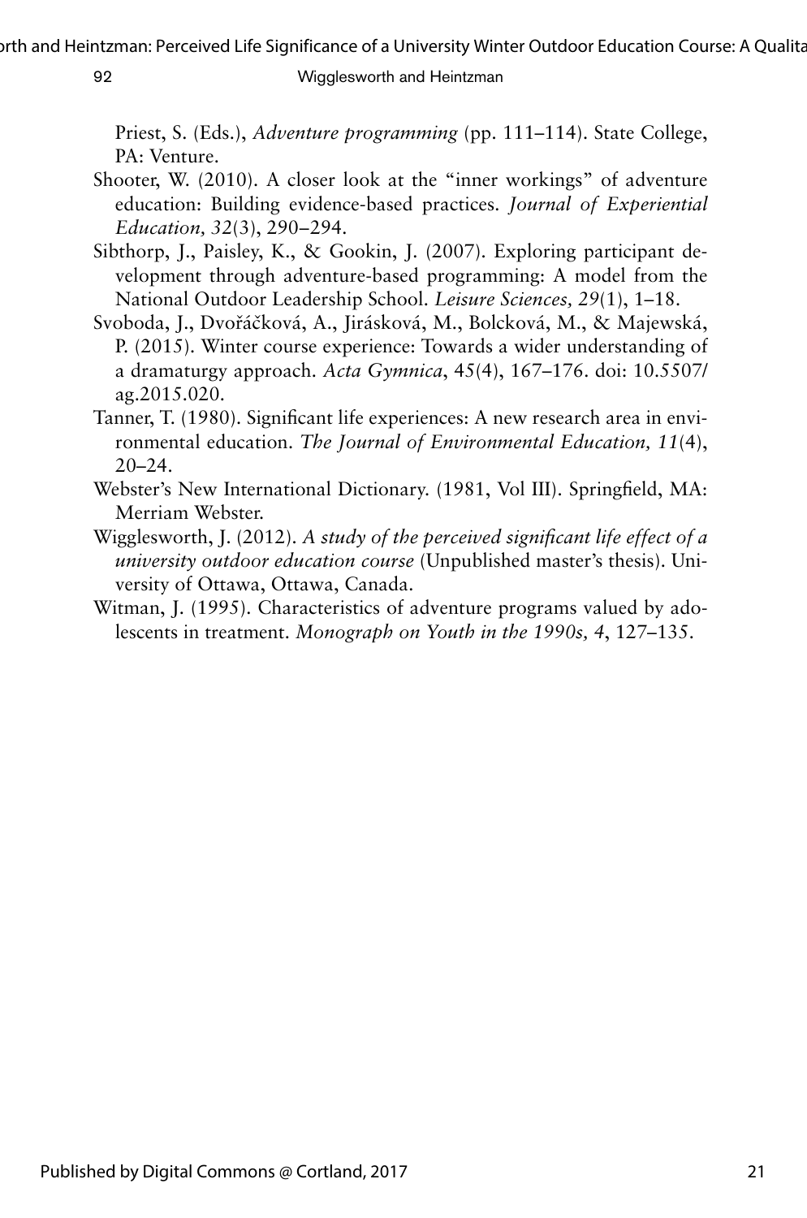Priest, S. (Eds.), *Adventure programming* (pp. 111–114). State College, PA: Venture.

Shooter, W. (2010). A closer look at the "inner workings" of adventure education: Building evidence-based practices. *Journal of Experiential Education, 32*(3), 290–294.

Sibthorp, J., Paisley, K., & Gookin, J. (2007). Exploring participant development through adventure-based programming: A model from the National Outdoor Leadership School. *Leisure Sciences, 29*(1), 1–18.

Svoboda, J., Dvořáčková, A., Jirásková, M., Bolcková, M., & Majewská, P. (2015). Winter course experience: Towards a wider understanding of a dramaturgy approach. *Acta Gymnica*, 45(4), 167–176. doi: 10.5507/ag.2015.020.

Tanner, T. (1980). Significant life experiences: A new research area in environmental education. *The Journal of Environmental Education, 11*(4), 20–24.

Webster's New International Dictionary. (1981, Vol III). Springfield, MA: Merriam Webster.

Wigglesworth, J. (2012). *A study of the perceived significant life effect of a university outdoor education course* (Unpublished master's thesis). University of Ottawa, Ottawa, Canada.

Witman, J. (1995). Characteristics of adventure programs valued by adolescents in treatment. *Monograph on Youth in the 1990s, 4*, 127–135.